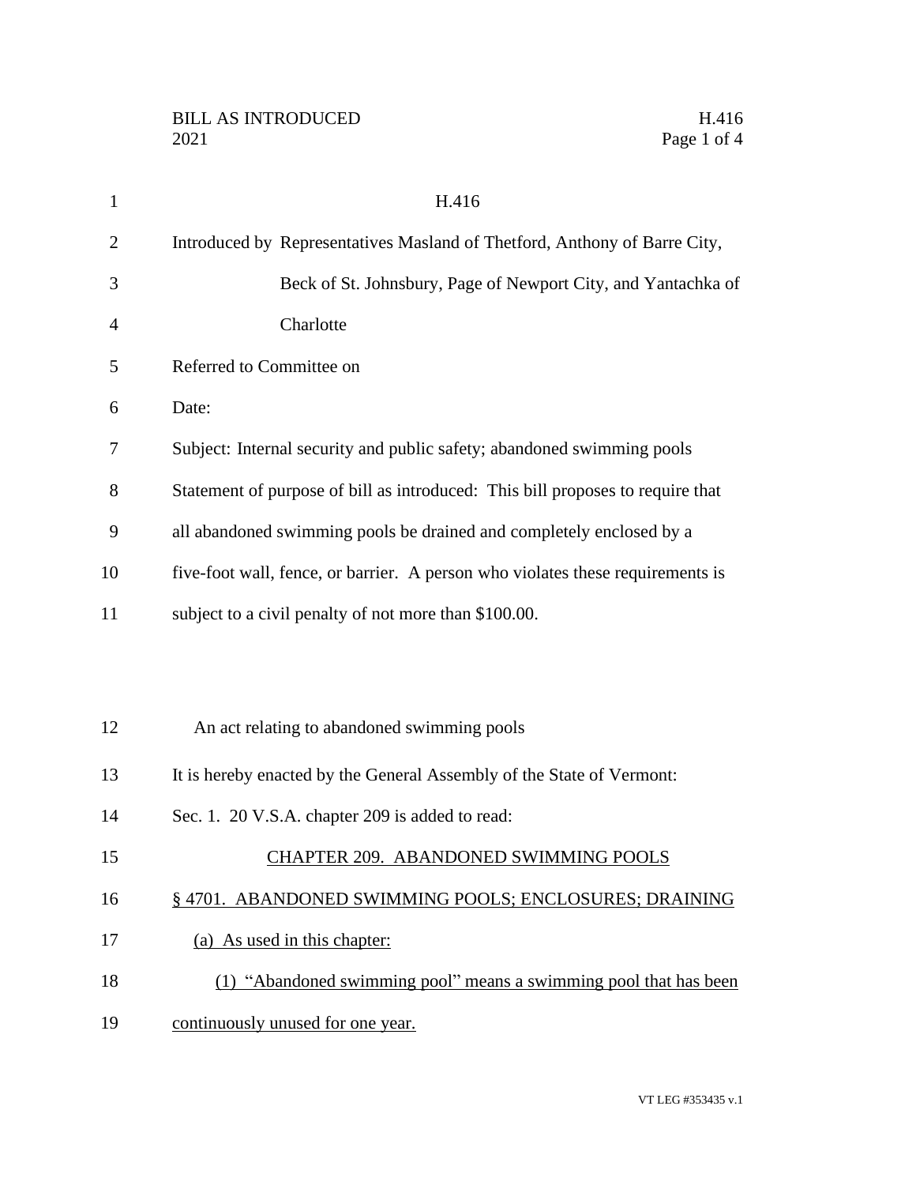H.416

Introduced by Representatives Masland of Thetford, Anthony of Barre City, Beck of St. Johnsbury, Page of Newport City, and Yantachka of Charlotte

Referred to Committee on

Date:

Subject: Internal security and public safety; abandoned swimming pools

Statement of purpose of bill as introduced: This bill proposes to require that all abandoned swimming pools be drained and completely enclosed by a five-foot wall, fence, or barrier. A person who violates these requirements is subject to a civil penalty of not more than $100.00.

An act relating to abandoned swimming pools

It is hereby enacted by the General Assembly of the State of Vermont:

Sec. 1. 20 V.S.A. chapter 209 is added to read:

CHAPTER 209. ABANDONED SWIMMING POOLS

§ 4701. ABANDONED SWIMMING POOLS; ENCLOSURES; DRAINING

(a) As used in this chapter:

(1) "Abandoned swimming pool" means a swimming pool that has been continuously unused for one year.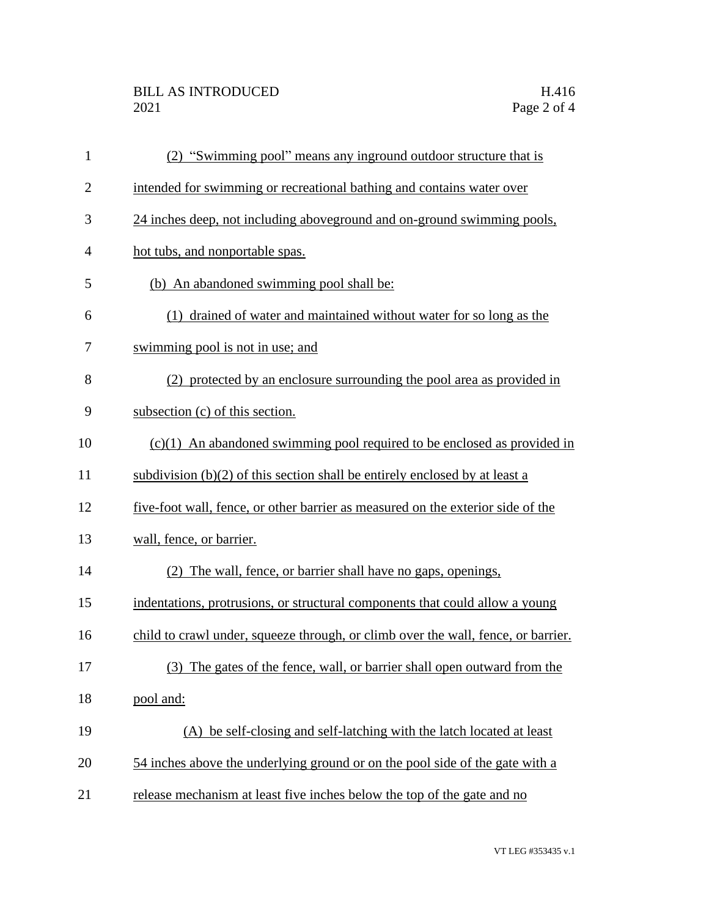(2) "Swimming pool" means any inground outdoor structure that is intended for swimming or recreational bathing and contains water over 24 inches deep, not including aboveground and on-ground swimming pools, hot tubs, and nonportable spas.

(b) An abandoned swimming pool shall be:

(1) drained of water and maintained without water for so long as the swimming pool is not in use; and

(2) protected by an enclosure surrounding the pool area as provided in subsection (c) of this section.

(c)(1) An abandoned swimming pool required to be enclosed as provided in subdivision (b)(2) of this section shall be entirely enclosed by at least a five-foot wall, fence, or other barrier as measured on the exterior side of the wall, fence, or barrier.

(2) The wall, fence, or barrier shall have no gaps, openings, indentations, protrusions, or structural components that could allow a young child to crawl under, squeeze through, or climb over the wall, fence, or barrier.

(3) The gates of the fence, wall, or barrier shall open outward from the pool and:

(A) be self-closing and self-latching with the latch located at least 54 inches above the underlying ground or on the pool side of the gate with a release mechanism at least five inches below the top of the gate and no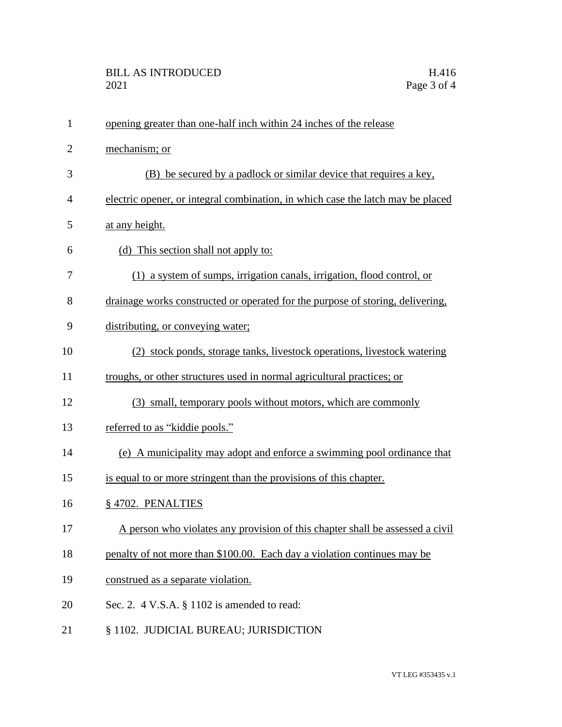opening greater than one-half inch within 24 inches of the release mechanism; or

(B) be secured by a padlock or similar device that requires a key, electric opener, or integral combination, in which case the latch may be placed at any height.

(d) This section shall not apply to:

(1) a system of sumps, irrigation canals, irrigation, flood control, or drainage works constructed or operated for the purpose of storing, delivering, distributing, or conveying water;

(2) stock ponds, storage tanks, livestock operations, livestock watering troughs, or other structures used in normal agricultural practices; or

(3) small, temporary pools without motors, which are commonly referred to as "kiddie pools."

(e) A municipality may adopt and enforce a swimming pool ordinance that is equal to or more stringent than the provisions of this chapter.

§ 4702. PENALTIES

A person who violates any provision of this chapter shall be assessed a civil penalty of not more than $100.00. Each day a violation continues may be construed as a separate violation.

Sec. 2. 4 V.S.A. § 1102 is amended to read:

§ 1102. JUDICIAL BUREAU; JURISDICTION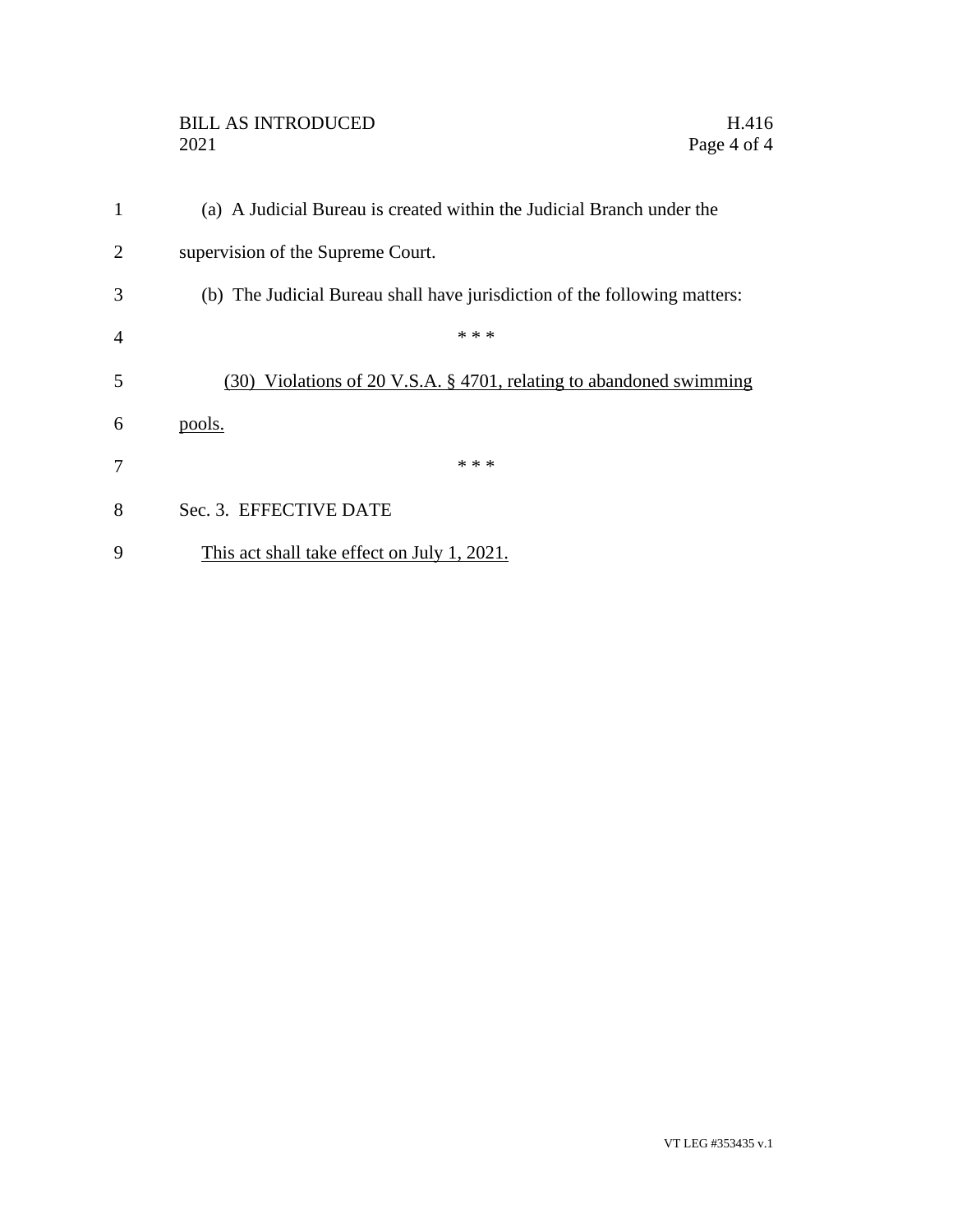(a) A Judicial Bureau is created within the Judicial Branch under the supervision of the Supreme Court.

(b) The Judicial Bureau shall have jurisdiction of the following matters:

\* \* \*

<u>(30) Violations of 20 V.S.A. § 4701, relating to abandoned swimming pools.</u>

\* \* \*

Sec. 3. EFFECTIVE DATE

<u>This act shall take effect on July 1, 2021.</u>